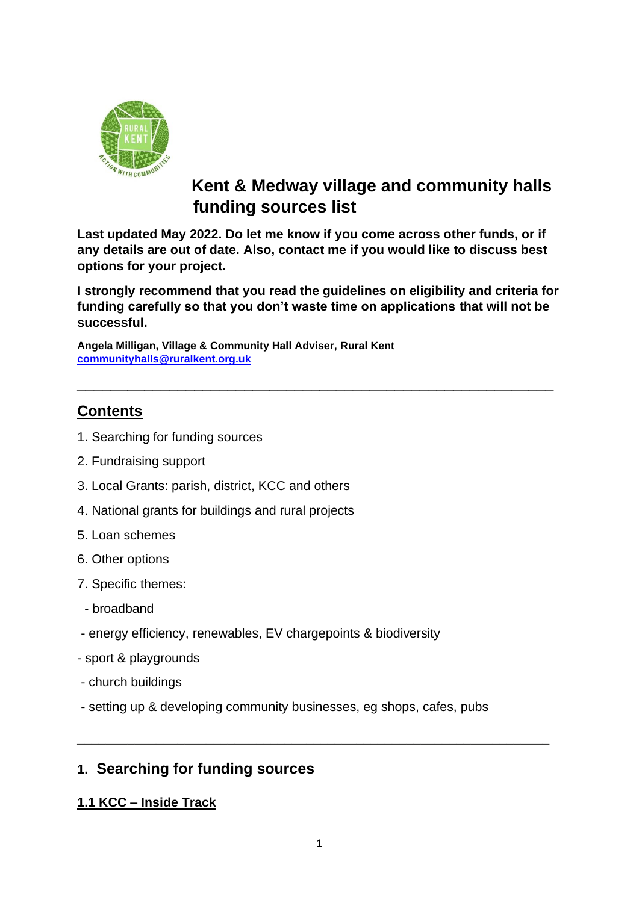# Kent & Medway village and community halls funding sources list

**Last updated May 2022. Do let me know if you come across other funds, or if any details are out of date. Also, contact me if you would like to discuss best options for your project.**

**I strongly recommend that you read the guidelines on eligibility and criteria for funding carefully so that you don't waste time on applications that will not be successful.**

**Angela Milligan, Village & Community Hall Adviser, Rural Kent**
**communityhalls@ruralkent.org.uk**

---

## Contents

1. Searching for funding sources
2. Fundraising support
3. Local Grants: parish, district, KCC and others
4. National grants for buildings and rural projects
5. Loan schemes
6. Other options
7. Specific themes:
   - broadband
   - energy efficiency, renewables, EV chargepoints & biodiversity
   - sport & playgrounds
   - church buildings
   - setting up & developing community businesses, eg shops, cafes, pubs

---

## 1. Searching for funding sources

### 1.1 KCC – Inside Track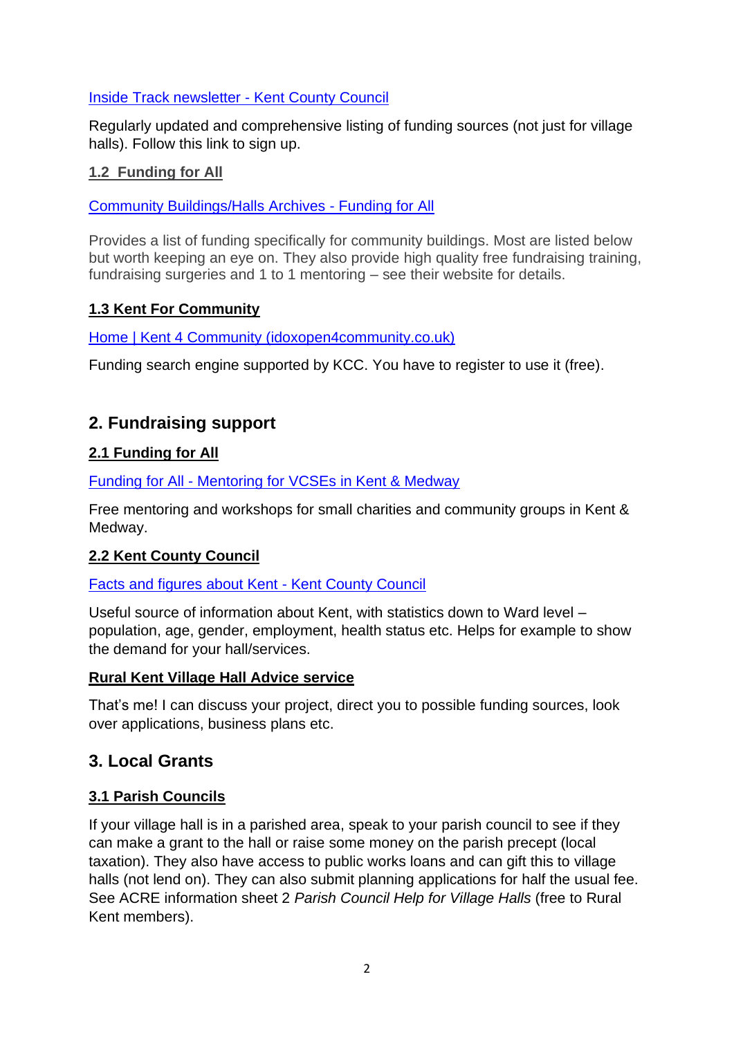[Inside Track newsletter - Kent County Council]

Regularly updated and comprehensive listing of funding sources (not just for village halls). Follow this link to sign up.

### 1.2 Funding for All

[Community Buildings/Halls Archives - Funding for All]

Provides a list of funding specifically for community buildings. Most are listed below but worth keeping an eye on. They also provide high quality free fundraising training, fundraising surgeries and 1 to 1 mentoring – see their website for details.

### 1.3 Kent For Community

[Home | Kent 4 Community (idoxopen4community.co.uk)]

Funding search engine supported by KCC. You have to register to use it (free).

## 2. Fundraising support

### 2.1 Funding for All

[Funding for All - Mentoring for VCSEs in Kent & Medway]

Free mentoring and workshops for small charities and community groups in Kent & Medway.

### 2.2 Kent County Council

[Facts and figures about Kent - Kent County Council]

Useful source of information about Kent, with statistics down to Ward level – population, age, gender, employment, health status etc. Helps for example to show the demand for your hall/services.

### Rural Kent Village Hall Advice service

That's me! I can discuss your project, direct you to possible funding sources, look over applications, business plans etc.

## 3. Local Grants

### 3.1 Parish Councils

If your village hall is in a parished area, speak to your parish council to see if they can make a grant to the hall or raise some money on the parish precept (local taxation). They also have access to public works loans and can gift this to village halls (not lend on). They can also submit planning applications for half the usual fee. See ACRE information sheet 2 *Parish Council Help for Village Halls* (free to Rural Kent members).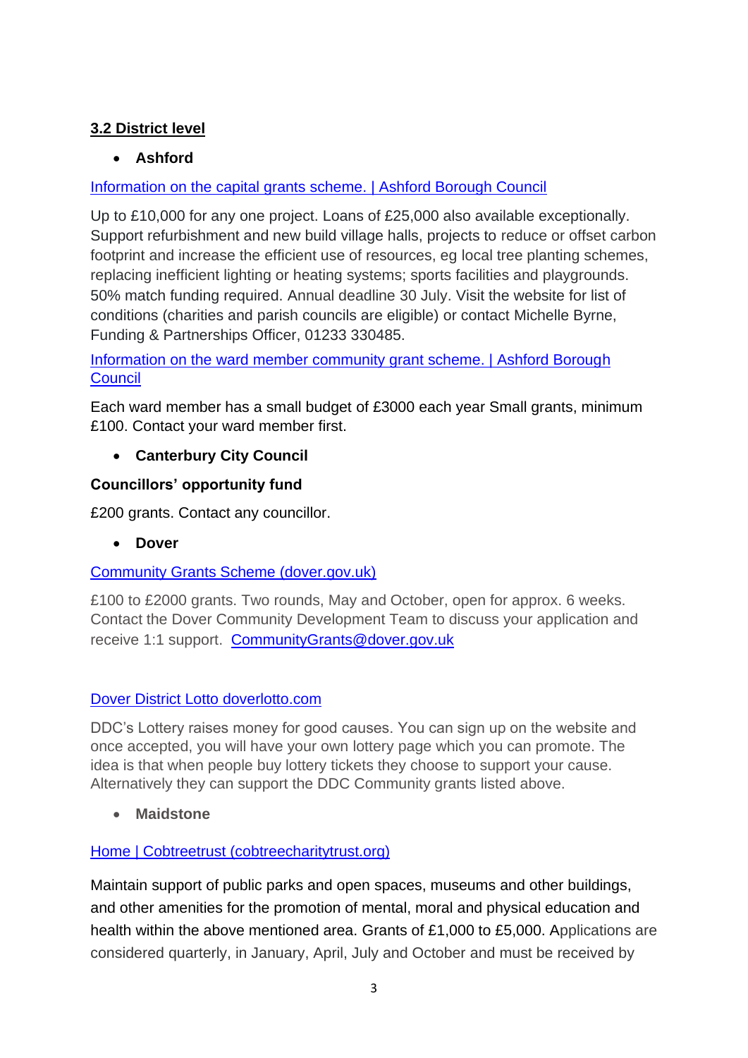## 3.2 District level

- **Ashford**

Information on the capital grants scheme. | Ashford Borough Council

Up to £10,000 for any one project. Loans of £25,000 also available exceptionally. Support refurbishment and new build village halls, projects to reduce or offset carbon footprint and increase the efficient use of resources, eg local tree planting schemes, replacing inefficient lighting or heating systems; sports facilities and playgrounds. 50% match funding required. Annual deadline 30 July. Visit the website for list of conditions (charities and parish councils are eligible) or contact Michelle Byrne, Funding & Partnerships Officer, 01233 330485.

Information on the ward member community grant scheme. | Ashford Borough Council

Each ward member has a small budget of £3000 each year Small grants, minimum £100. Contact your ward member first.

- **Canterbury City Council**

**Councillors' opportunity fund**

£200 grants. Contact any councillor.

- **Dover**

Community Grants Scheme (dover.gov.uk)

£100 to £2000 grants. Two rounds, May and October, open for approx. 6 weeks. Contact the Dover Community Development Team to discuss your application and receive 1:1 support. CommunityGrants@dover.gov.uk

Dover District Lotto doverlotto.com

DDC's Lottery raises money for good causes. You can sign up on the website and once accepted, you will have your own lottery page which you can promote. The idea is that when people buy lottery tickets they choose to support your cause. Alternatively they can support the DDC Community grants listed above.

- **Maidstone**

Home | Cobtreetrust (cobtreecharitytrust.org)

Maintain support of public parks and open spaces, museums and other buildings, and other amenities for the promotion of mental, moral and physical education and health within the above mentioned area. Grants of £1,000 to £5,000. Applications are considered quarterly, in January, April, July and October and must be received by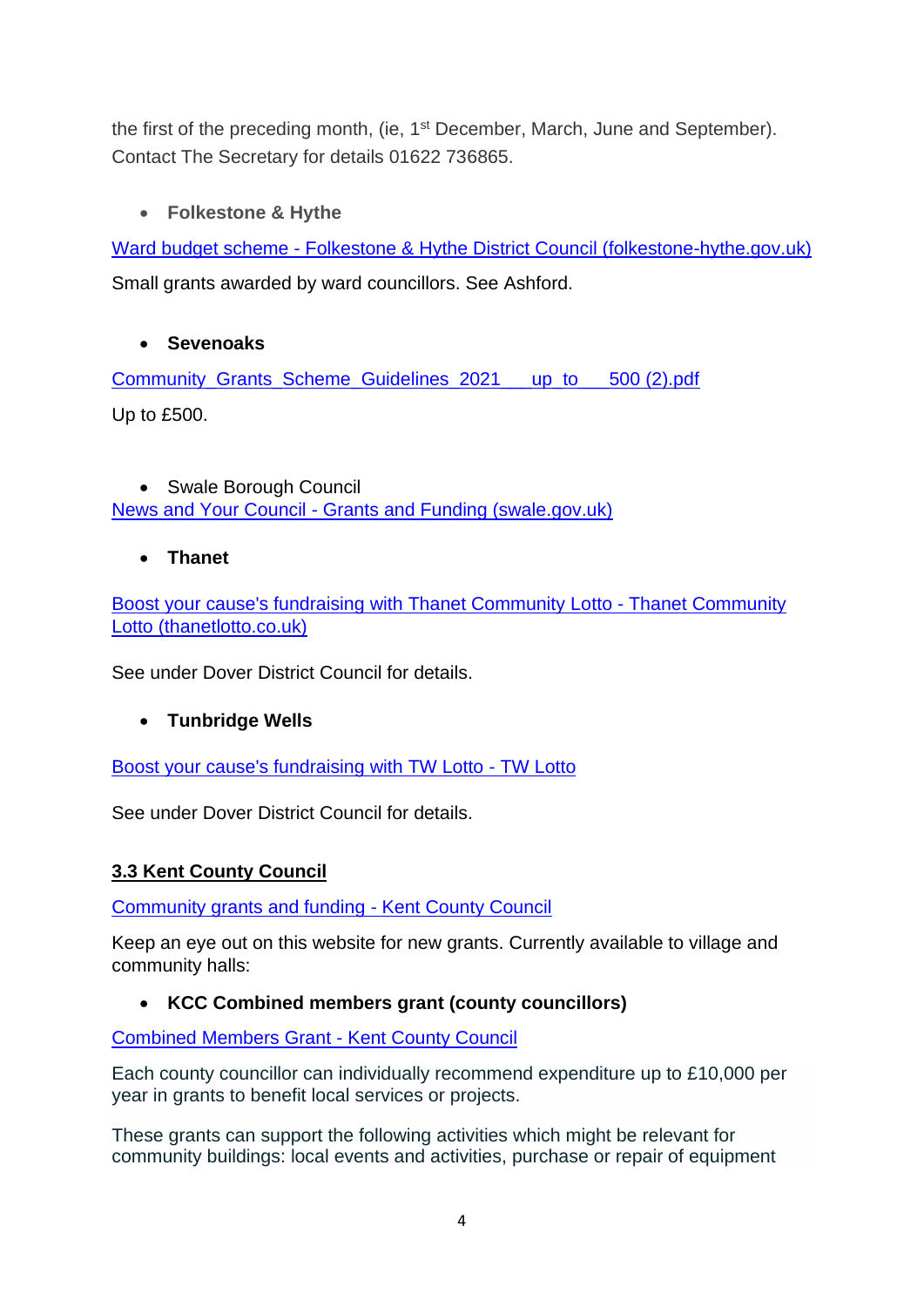the first of the preceding month, (ie, 1st December, March, June and September). Contact The Secretary for details 01622 736865.

- **Folkestone & Hythe**

Ward budget scheme - Folkestone & Hythe District Council (folkestone-hythe.gov.uk)

Small grants awarded by ward councillors. See Ashford.

- **Sevenoaks**

Community_Grants_Scheme_Guidelines_2021___up_to___500 (2).pdf

Up to £500.

- Swale Borough Council

News and Your Council - Grants and Funding (swale.gov.uk)

- **Thanet**

Boost your cause's fundraising with Thanet Community Lotto - Thanet Community Lotto (thanetlotto.co.uk)

See under Dover District Council for details.

- **Tunbridge Wells**

Boost your cause's fundraising with TW Lotto - TW Lotto

See under Dover District Council for details.

### 3.3 Kent County Council

Community grants and funding - Kent County Council

Keep an eye out on this website for new grants. Currently available to village and community halls:

- **KCC Combined members grant (county councillors)**

Combined Members Grant - Kent County Council

Each county councillor can individually recommend expenditure up to £10,000 per year in grants to benefit local services or projects.

These grants can support the following activities which might be relevant for community buildings: local events and activities, purchase or repair of equipment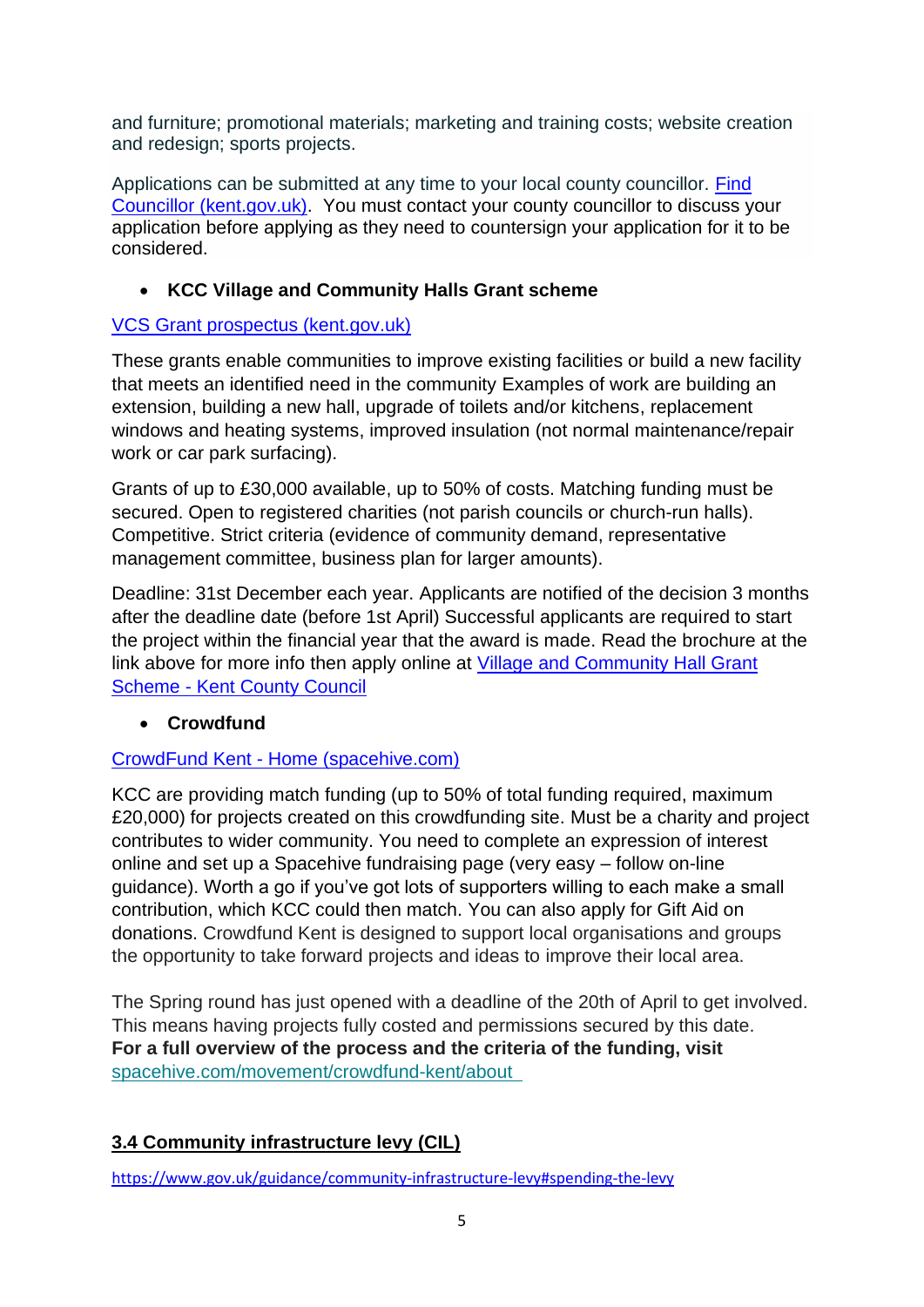and furniture; promotional materials; marketing and training costs; website creation and redesign; sports projects.

Applications can be submitted at any time to your local county councillor. [Find Councillor (kent.gov.uk)](). You must contact your county councillor to discuss your application before applying as they need to countersign your application for it to be considered.

- **KCC Village and Community Halls Grant scheme**

[VCS Grant prospectus (kent.gov.uk)]()

These grants enable communities to improve existing facilities or build a new facility that meets an identified need in the community Examples of work are building an extension, building a new hall, upgrade of toilets and/or kitchens, replacement windows and heating systems, improved insulation (not normal maintenance/repair work or car park surfacing).

Grants of up to £30,000 available, up to 50% of costs. Matching funding must be secured. Open to registered charities (not parish councils or church-run halls). Competitive. Strict criteria (evidence of community demand, representative management committee, business plan for larger amounts).

Deadline: 31st December each year. Applicants are notified of the decision 3 months after the deadline date (before 1st April) Successful applicants are required to start the project within the financial year that the award is made. Read the brochure at the link above for more info then apply online at [Village and Community Hall Grant Scheme - Kent County Council]()

- **Crowdfund**

[CrowdFund Kent - Home (spacehive.com)]()

KCC are providing match funding (up to 50% of total funding required, maximum £20,000) for projects created on this crowdfunding site. Must be a charity and project contributes to wider community. You need to complete an expression of interest online and set up a Spacehive fundraising page (very easy – follow on-line guidance). Worth a go if you've got lots of supporters willing to each make a small contribution, which KCC could then match. You can also apply for Gift Aid on donations. Crowdfund Kent is designed to support local organisations and groups the opportunity to take forward projects and ideas to improve their local area.

The Spring round has just opened with a deadline of the 20th of April to get involved. This means having projects fully costed and permissions secured by this date. **For a full overview of the process and the criteria of the funding, visit** [spacehive.com/movement/crowdfund-kent/about]()

## 3.4 Community infrastructure levy (CIL)

https://www.gov.uk/guidance/community-infrastructure-levy#spending-the-levy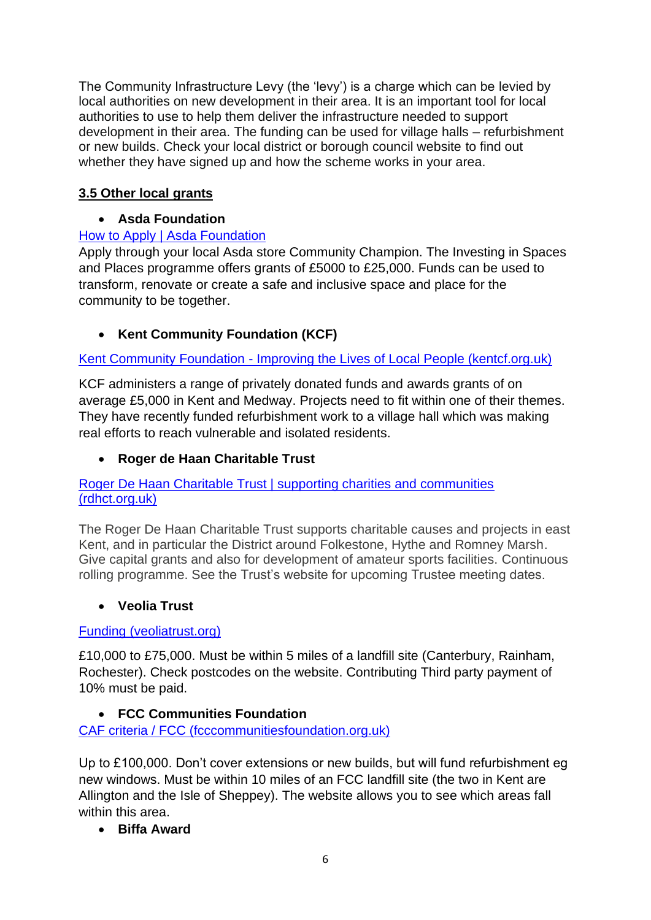The Community Infrastructure Levy (the 'levy') is a charge which can be levied by local authorities on new development in their area. It is an important tool for local authorities to use to help them deliver the infrastructure needed to support development in their area. The funding can be used for village halls – refurbishment or new builds. Check your local district or borough council website to find out whether they have signed up and how the scheme works in your area.

### 3.5 Other local grants

- **Asda Foundation**

How to Apply | Asda Foundation

Apply through your local Asda store Community Champion. The Investing in Spaces and Places programme offers grants of £5000 to £25,000. Funds can be used to transform, renovate or create a safe and inclusive space and place for the community to be together.

- **Kent Community Foundation (KCF)**

Kent Community Foundation - Improving the Lives of Local People (kentcf.org.uk)

KCF administers a range of privately donated funds and awards grants of on average £5,000 in Kent and Medway. Projects need to fit within one of their themes. They have recently funded refurbishment work to a village hall which was making real efforts to reach vulnerable and isolated residents.

- **Roger de Haan Charitable Trust**

Roger De Haan Charitable Trust | supporting charities and communities (rdhct.org.uk)

The Roger De Haan Charitable Trust supports charitable causes and projects in east Kent, and in particular the District around Folkestone, Hythe and Romney Marsh. Give capital grants and also for development of amateur sports facilities. Continuous rolling programme. See the Trust's website for upcoming Trustee meeting dates.

- **Veolia Trust**

Funding (veoliatrust.org)

£10,000 to £75,000. Must be within 5 miles of a landfill site (Canterbury, Rainham, Rochester). Check postcodes on the website. Contributing Third party payment of 10% must be paid.

- **FCC Communities Foundation**

CAF criteria / FCC (fcccommunitiesfoundation.org.uk)

Up to £100,000. Don't cover extensions or new builds, but will fund refurbishment eg new windows. Must be within 10 miles of an FCC landfill site (the two in Kent are Allington and the Isle of Sheppey). The website allows you to see which areas fall within this area.

- **Biffa Award**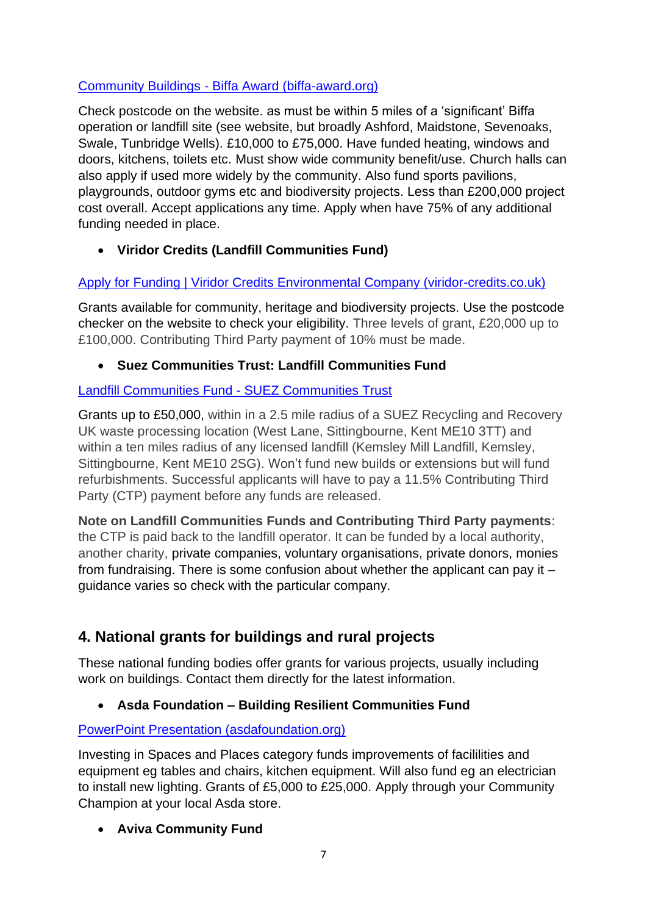[Community Buildings - Biffa Award (biffa-award.org)]

Check postcode on the website. as must be within 5 miles of a 'significant' Biffa operation or landfill site (see website, but broadly Ashford, Maidstone, Sevenoaks, Swale, Tunbridge Wells). £10,000 to £75,000. Have funded heating, windows and doors, kitchens, toilets etc. Must show wide community benefit/use. Church halls can also apply if used more widely by the community. Also fund sports pavilions, playgrounds, outdoor gyms etc and biodiversity projects. Less than £200,000 project cost overall. Accept applications any time. Apply when have 75% of any additional funding needed in place.

- **Viridor Credits (Landfill Communities Fund)**

[Apply for Funding | Viridor Credits Environmental Company (viridor-credits.co.uk)]

Grants available for community, heritage and biodiversity projects. Use the postcode checker on the website to check your eligibility. Three levels of grant, £20,000 up to £100,000. Contributing Third Party payment of 10% must be made.

- **Suez Communities Trust: Landfill Communities Fund**

[Landfill Communities Fund - SUEZ Communities Trust]

Grants up to £50,000, within in a 2.5 mile radius of a SUEZ Recycling and Recovery UK waste processing location (West Lane, Sittingbourne, Kent ME10 3TT) and within a ten miles radius of any licensed landfill (Kemsley Mill Landfill, Kemsley, Sittingbourne, Kent ME10 2SG). Won't fund new builds or extensions but will fund refurbishments. Successful applicants will have to pay a 11.5% Contributing Third Party (CTP) payment before any funds are released.

**Note on Landfill Communities Funds and Contributing Third Party payments**: the CTP is paid back to the landfill operator. It can be funded by a local authority, another charity, private companies, voluntary organisations, private donors, monies from fundraising. There is some confusion about whether the applicant can pay it – guidance varies so check with the particular company.

## 4. National grants for buildings and rural projects

These national funding bodies offer grants for various projects, usually including work on buildings. Contact them directly for the latest information.

- **Asda Foundation – Building Resilient Communities Fund**

[PowerPoint Presentation (asdafoundation.org)]

Investing in Spaces and Places category funds improvements of facilIlities and equipment eg tables and chairs, kitchen equipment. Will also fund eg an electrician to install new lighting. Grants of £5,000 to £25,000. Apply through your Community Champion at your local Asda store.

- **Aviva Community Fund**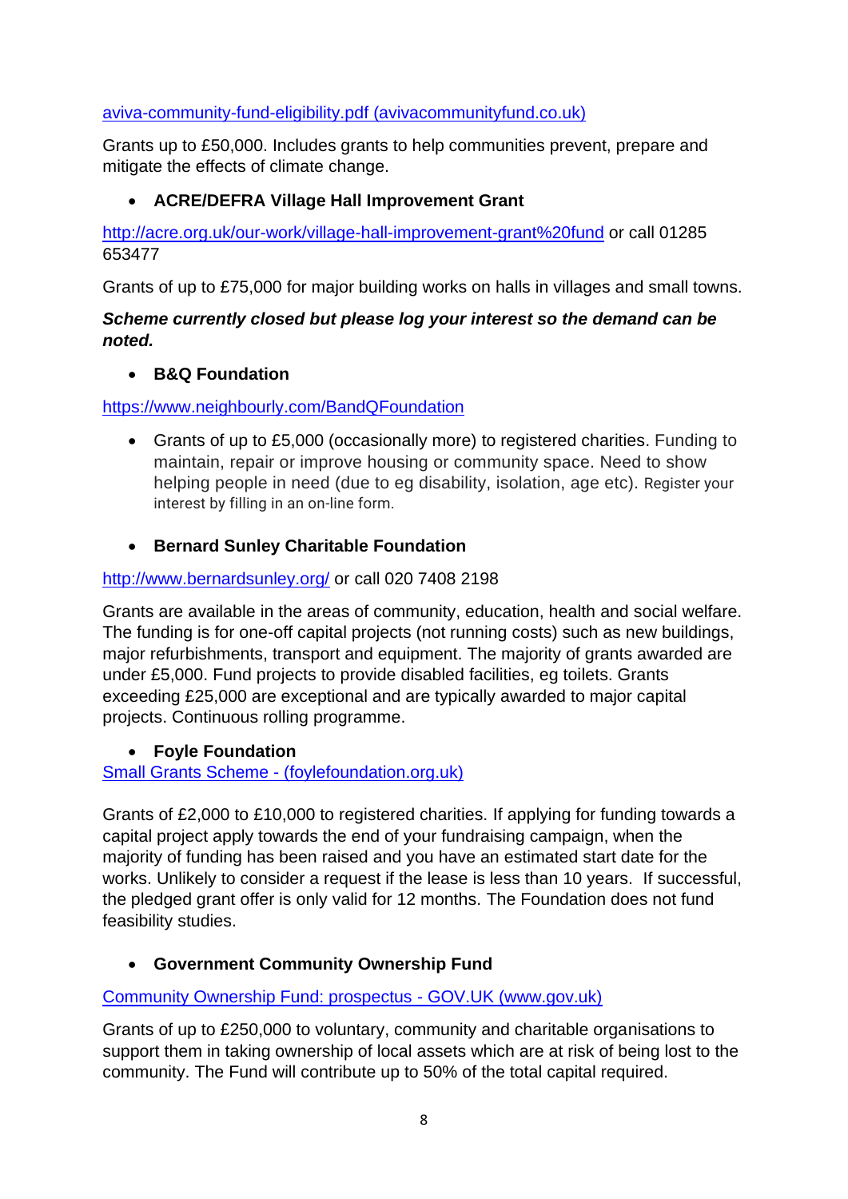[aviva-community-fund-eligibility.pdf (avivacommunityfund.co.uk)](aviva-community-fund-eligibility.pdf)

Grants up to £50,000. Includes grants to help communities prevent, prepare and mitigate the effects of climate change.

- **ACRE/DEFRA Village Hall Improvement Grant**

http://acre.org.uk/our-work/village-hall-improvement-grant%20fund or call 01285 653477

Grants of up to £75,000 for major building works on halls in villages and small towns.

***Scheme currently closed but please log your interest so the demand can be noted.***

- **B&Q Foundation**

https://www.neighbourly.com/BandQFoundation

- Grants of up to £5,000 (occasionally more) to registered charities. Funding to maintain, repair or improve housing or community space. Need to show helping people in need (due to eg disability, isolation, age etc). Register your interest by filling in an on-line form.

- **Bernard Sunley Charitable Foundation**

http://www.bernardsunley.org/ or call 020 7408 2198

Grants are available in the areas of community, education, health and social welfare. The funding is for one-off capital projects (not running costs) such as new buildings, major refurbishments, transport and equipment. The majority of grants awarded are under £5,000. Fund projects to provide disabled facilities, eg toilets. Grants exceeding £25,000 are exceptional and are typically awarded to major capital projects. Continuous rolling programme.

- **Foyle Foundation**

Small Grants Scheme - (foylefoundation.org.uk)

Grants of £2,000 to £10,000 to registered charities. If applying for funding towards a capital project apply towards the end of your fundraising campaign, when the majority of funding has been raised and you have an estimated start date for the works. Unlikely to consider a request if the lease is less than 10 years. If successful, the pledged grant offer is only valid for 12 months. The Foundation does not fund feasibility studies.

- **Government Community Ownership Fund**

Community Ownership Fund: prospectus - GOV.UK (www.gov.uk)

Grants of up to £250,000 to voluntary, community and charitable organisations to support them in taking ownership of local assets which are at risk of being lost to the community. The Fund will contribute up to 50% of the total capital required.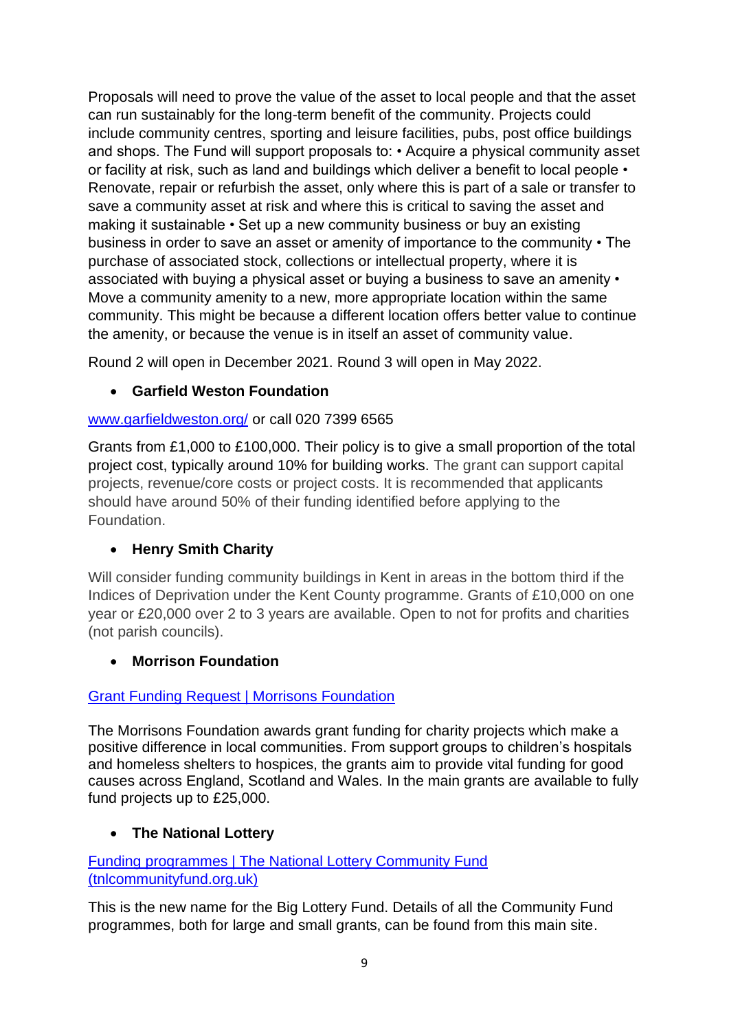Proposals will need to prove the value of the asset to local people and that the asset can run sustainably for the long-term benefit of the community. Projects could include community centres, sporting and leisure facilities, pubs, post office buildings and shops. The Fund will support proposals to: • Acquire a physical community asset or facility at risk, such as land and buildings which deliver a benefit to local people • Renovate, repair or refurbish the asset, only where this is part of a sale or transfer to save a community asset at risk and where this is critical to saving the asset and making it sustainable • Set up a new community business or buy an existing business in order to save an asset or amenity of importance to the community • The purchase of associated stock, collections or intellectual property, where it is associated with buying a physical asset or buying a business to save an amenity • Move a community amenity to a new, more appropriate location within the same community. This might be because a different location offers better value to continue the amenity, or because the venue is in itself an asset of community value.

Round 2 will open in December 2021. Round 3 will open in May 2022.

- **Garfield Weston Foundation**

[www.garfieldweston.org/](www.garfieldweston.org/) or call 020 7399 6565

Grants from £1,000 to £100,000. Their policy is to give a small proportion of the total project cost, typically around 10% for building works. The grant can support capital projects, revenue/core costs or project costs. It is recommended that applicants should have around 50% of their funding identified before applying to the Foundation.

- **Henry Smith Charity**

Will consider funding community buildings in Kent in areas in the bottom third if the Indices of Deprivation under the Kent County programme. Grants of £10,000 on one year or £20,000 over 2 to 3 years are available. Open to not for profits and charities (not parish councils).

- **Morrison Foundation**

Grant Funding Request | Morrisons Foundation

The Morrisons Foundation awards grant funding for charity projects which make a positive difference in local communities. From support groups to children's hospitals and homeless shelters to hospices, the grants aim to provide vital funding for good causes across England, Scotland and Wales. In the main grants are available to fully fund projects up to £25,000.

- **The National Lottery**

Funding programmes | The National Lottery Community Fund (tnlcommunityfund.org.uk)

This is the new name for the Big Lottery Fund. Details of all the Community Fund programmes, both for large and small grants, can be found from this main site.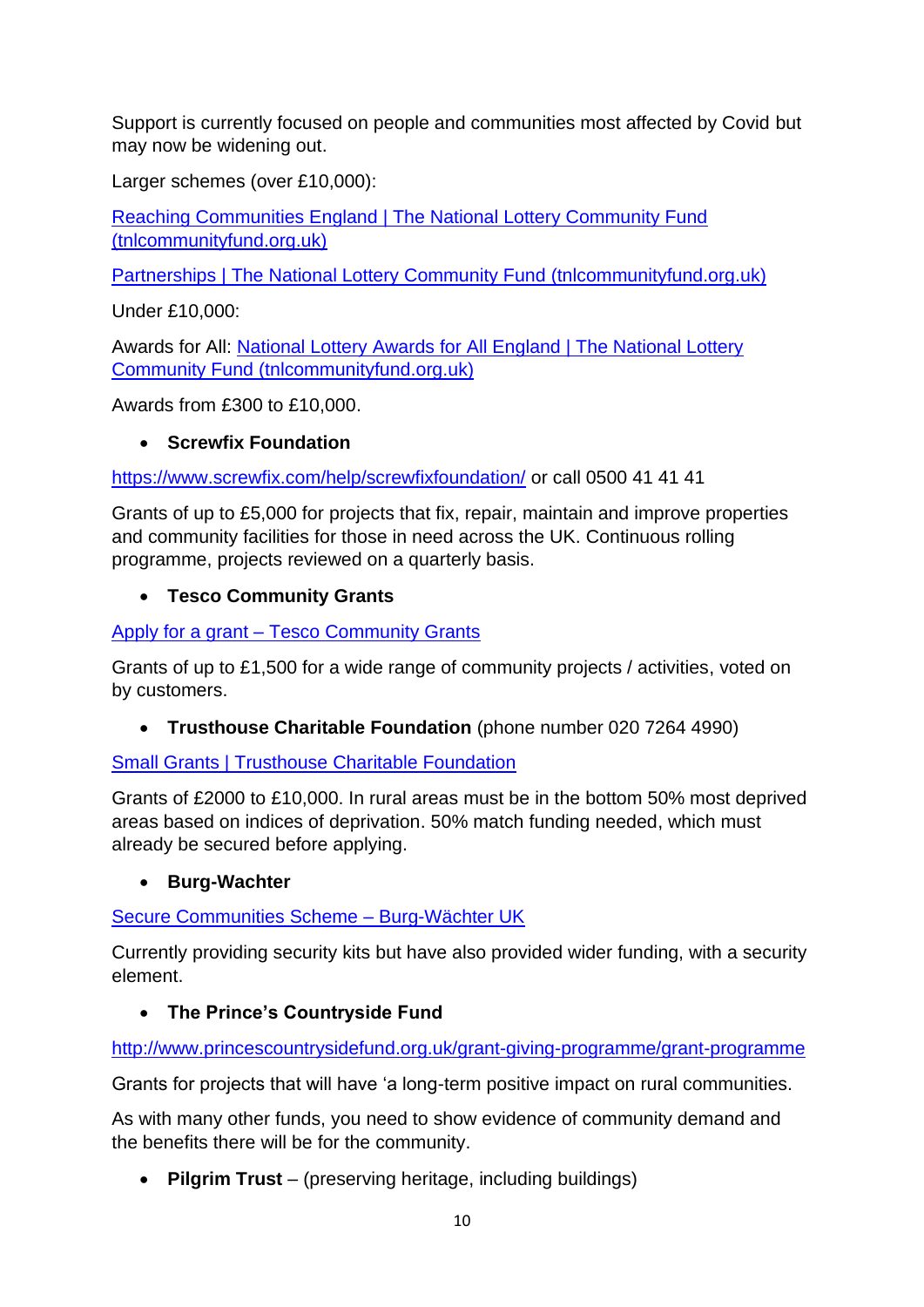Support is currently focused on people and communities most affected by Covid but may now be widening out.

Larger schemes (over £10,000):

[Reaching Communities England | The National Lottery Community Fund (tnlcommunityfund.org.uk)]()

[Partnerships | The National Lottery Community Fund (tnlcommunityfund.org.uk)]()

Under £10,000:

Awards for All: [National Lottery Awards for All England | The National Lottery Community Fund (tnlcommunityfund.org.uk)]()

Awards from £300 to £10,000.

- **Screwfix Foundation**

https://www.screwfix.com/help/screwfixfoundation/ or call 0500 41 41 41

Grants of up to £5,000 for projects that fix, repair, maintain and improve properties and community facilities for those in need across the UK. Continuous rolling programme, projects reviewed on a quarterly basis.

- **Tesco Community Grants**

[Apply for a grant – Tesco Community Grants]()

Grants of up to £1,500 for a wide range of community projects / activities, voted on by customers.

- **Trusthouse Charitable Foundation** (phone number 020 7264 4990)

[Small Grants | Trusthouse Charitable Foundation]()

Grants of £2000 to £10,000. In rural areas must be in the bottom 50% most deprived areas based on indices of deprivation. 50% match funding needed, which must already be secured before applying.

- **Burg-Wachter**

[Secure Communities Scheme – Burg-Wächter UK]()

Currently providing security kits but have also provided wider funding, with a security element.

- **The Prince's Countryside Fund**

http://www.princescountrysidefund.org.uk/grant-giving-programme/grant-programme

Grants for projects that will have 'a long-term positive impact on rural communities.

As with many other funds, you need to show evidence of community demand and the benefits there will be for the community.

- **Pilgrim Trust** – (preserving heritage, including buildings)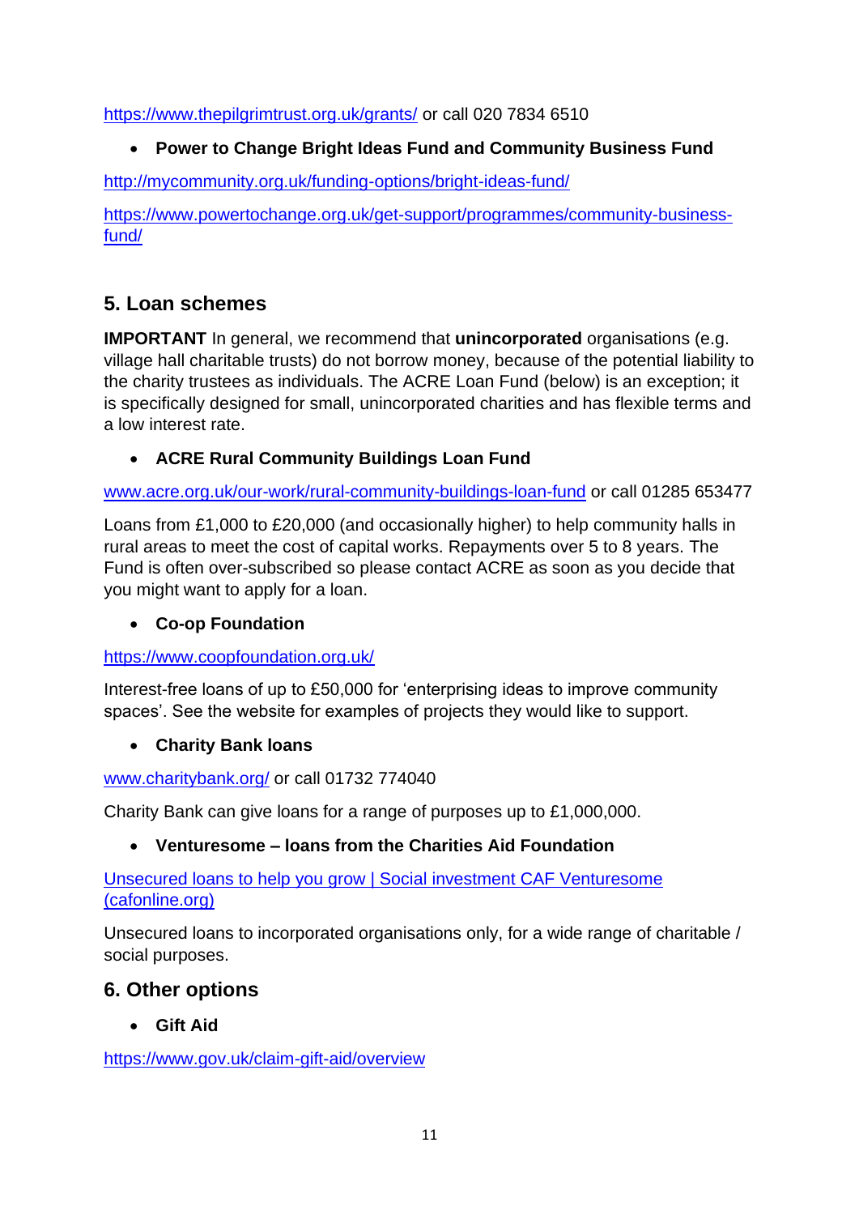https://www.thepilgrimtrust.org.uk/grants/ or call 020 7834 6510

- **Power to Change Bright Ideas Fund and Community Business Fund**

http://mycommunity.org.uk/funding-options/bright-ideas-fund/

https://www.powertochange.org.uk/get-support/programmes/community-business-fund/

## 5. Loan schemes

**IMPORTANT** In general, we recommend that **unincorporated** organisations (e.g. village hall charitable trusts) do not borrow money, because of the potential liability to the charity trustees as individuals. The ACRE Loan Fund (below) is an exception; it is specifically designed for small, unincorporated charities and has flexible terms and a low interest rate.

- **ACRE Rural Community Buildings Loan Fund**

www.acre.org.uk/our-work/rural-community-buildings-loan-fund or call 01285 653477

Loans from £1,000 to £20,000 (and occasionally higher) to help community halls in rural areas to meet the cost of capital works. Repayments over 5 to 8 years. The Fund is often over-subscribed so please contact ACRE as soon as you decide that you might want to apply for a loan.

- **Co-op Foundation**

https://www.coopfoundation.org.uk/

Interest-free loans of up to £50,000 for 'enterprising ideas to improve community spaces'. See the website for examples of projects they would like to support.

- **Charity Bank loans**

www.charitybank.org/ or call 01732 774040

Charity Bank can give loans for a range of purposes up to £1,000,000.

- **Venturesome – loans from the Charities Aid Foundation**

Unsecured loans to help you grow | Social investment CAF Venturesome (cafonline.org)

Unsecured loans to incorporated organisations only, for a wide range of charitable / social purposes.

## 6. Other options

- **Gift Aid**

https://www.gov.uk/claim-gift-aid/overview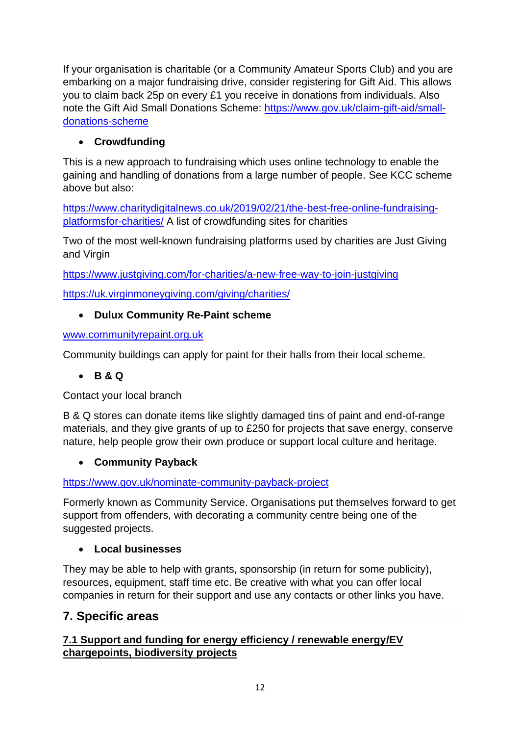If your organisation is charitable (or a Community Amateur Sports Club) and you are embarking on a major fundraising drive, consider registering for Gift Aid. This allows you to claim back 25p on every £1 you receive in donations from individuals. Also note the Gift Aid Small Donations Scheme: https://www.gov.uk/claim-gift-aid/small-donations-scheme

- **Crowdfunding**

This is a new approach to fundraising which uses online technology to enable the gaining and handling of donations from a large number of people. See KCC scheme above but also:

https://www.charitydigitalnews.co.uk/2019/02/21/the-best-free-online-fundraising-platformsfor-charities/ A list of crowdfunding sites for charities

Two of the most well-known fundraising platforms used by charities are Just Giving and Virgin

https://www.justgiving.com/for-charities/a-new-free-way-to-join-justgiving

https://uk.virginmoneygiving.com/giving/charities/

- **Dulux Community Re-Paint scheme**

www.communityrepaint.org.uk

Community buildings can apply for paint for their halls from their local scheme.

- **B & Q**

Contact your local branch

B & Q stores can donate items like slightly damaged tins of paint and end-of-range materials, and they give grants of up to £250 for projects that save energy, conserve nature, help people grow their own produce or support local culture and heritage.

- **Community Payback**

https://www.gov.uk/nominate-community-payback-project

Formerly known as Community Service. Organisations put themselves forward to get support from offenders, with decorating a community centre being one of the suggested projects.

- **Local businesses**

They may be able to help with grants, sponsorship (in return for some publicity), resources, equipment, staff time etc. Be creative with what you can offer local companies in return for their support and use any contacts or other links you have.

## 7. Specific areas

### 7.1 Support and funding for energy efficiency / renewable energy/EV chargepoints, biodiversity projects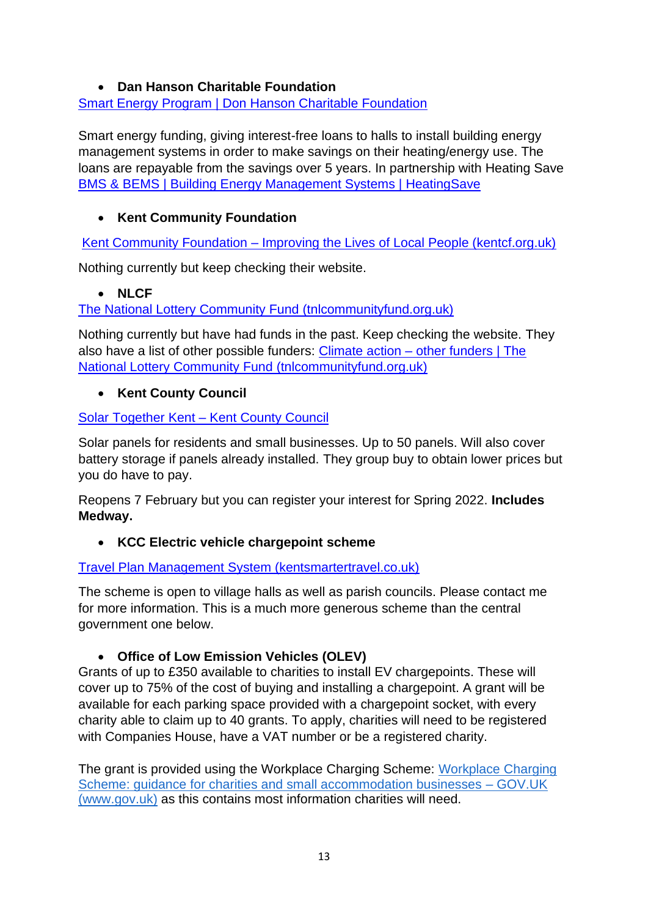- **Dan Hanson Charitable Foundation**

Smart Energy Program | Don Hanson Charitable Foundation

Smart energy funding, giving interest-free loans to halls to install building energy management systems in order to make savings on their heating/energy use. The loans are repayable from the savings over 5 years. In partnership with Heating Save BMS & BEMS | Building Energy Management Systems | HeatingSave

- **Kent Community Foundation**

Kent Community Foundation – Improving the Lives of Local People (kentcf.org.uk)

Nothing currently but keep checking their website.

- **NLCF**

The National Lottery Community Fund (tnlcommunityfund.org.uk)

Nothing currently but have had funds in the past. Keep checking the website. They also have a list of other possible funders: Climate action – other funders | The National Lottery Community Fund (tnlcommunityfund.org.uk)

- **Kent County Council**

Solar Together Kent – Kent County Council

Solar panels for residents and small businesses. Up to 50 panels. Will also cover battery storage if panels already installed. They group buy to obtain lower prices but you do have to pay.

Reopens 7 February but you can register your interest for Spring 2022. **Includes Medway.**

- **KCC Electric vehicle chargepoint scheme**

Travel Plan Management System (kentsmartertravel.co.uk)

The scheme is open to village halls as well as parish councils. Please contact me for more information. This is a much more generous scheme than the central government one below.

- **Office of Low Emission Vehicles (OLEV)**

Grants of up to £350 available to charities to install EV chargepoints. These will cover up to 75% of the cost of buying and installing a chargepoint. A grant will be available for each parking space provided with a chargepoint socket, with every charity able to claim up to 40 grants. To apply, charities will need to be registered with Companies House, have a VAT number or be a registered charity.

The grant is provided using the Workplace Charging Scheme: Workplace Charging Scheme: guidance for charities and small accommodation businesses – GOV.UK (www.gov.uk) as this contains most information charities will need.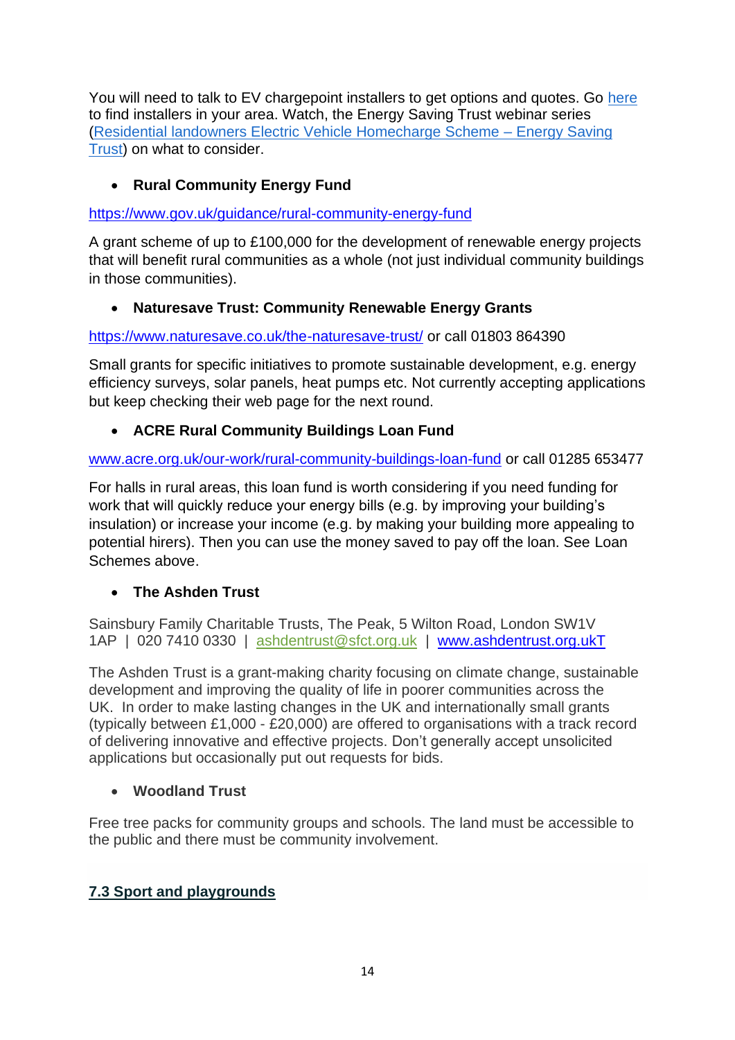You will need to talk to EV chargepoint installers to get options and quotes. Go here to find installers in your area. Watch, the Energy Saving Trust webinar series (Residential landowners Electric Vehicle Homecharge Scheme – Energy Saving Trust) on what to consider.

- **Rural Community Energy Fund**

https://www.gov.uk/guidance/rural-community-energy-fund

A grant scheme of up to £100,000 for the development of renewable energy projects that will benefit rural communities as a whole (not just individual community buildings in those communities).

- **Naturesave Trust: Community Renewable Energy Grants**

https://www.naturesave.co.uk/the-naturesave-trust/ or call 01803 864390

Small grants for specific initiatives to promote sustainable development, e.g. energy efficiency surveys, solar panels, heat pumps etc. Not currently accepting applications but keep checking their web page for the next round.

- **ACRE Rural Community Buildings Loan Fund**

www.acre.org.uk/our-work/rural-community-buildings-loan-fund or call 01285 653477

For halls in rural areas, this loan fund is worth considering if you need funding for work that will quickly reduce your energy bills (e.g. by improving your building's insulation) or increase your income (e.g. by making your building more appealing to potential hirers). Then you can use the money saved to pay off the loan. See Loan Schemes above.

- **The Ashden Trust**

Sainsbury Family Charitable Trusts, The Peak, 5 Wilton Road, London SW1V 1AP | 020 7410 0330 | ashdentrust@sfct.org.uk | www.ashdentrust.org.ukT

The Ashden Trust is a grant-making charity focusing on climate change, sustainable development and improving the quality of life in poorer communities across the UK. In order to make lasting changes in the UK and internationally small grants (typically between £1,000 - £20,000) are offered to organisations with a track record of delivering innovative and effective projects. Don't generally accept unsolicited applications but occasionally put out requests for bids.

- **Woodland Trust**

Free tree packs for community groups and schools. The land must be accessible to the public and there must be community involvement.

## 7.3 Sport and playgrounds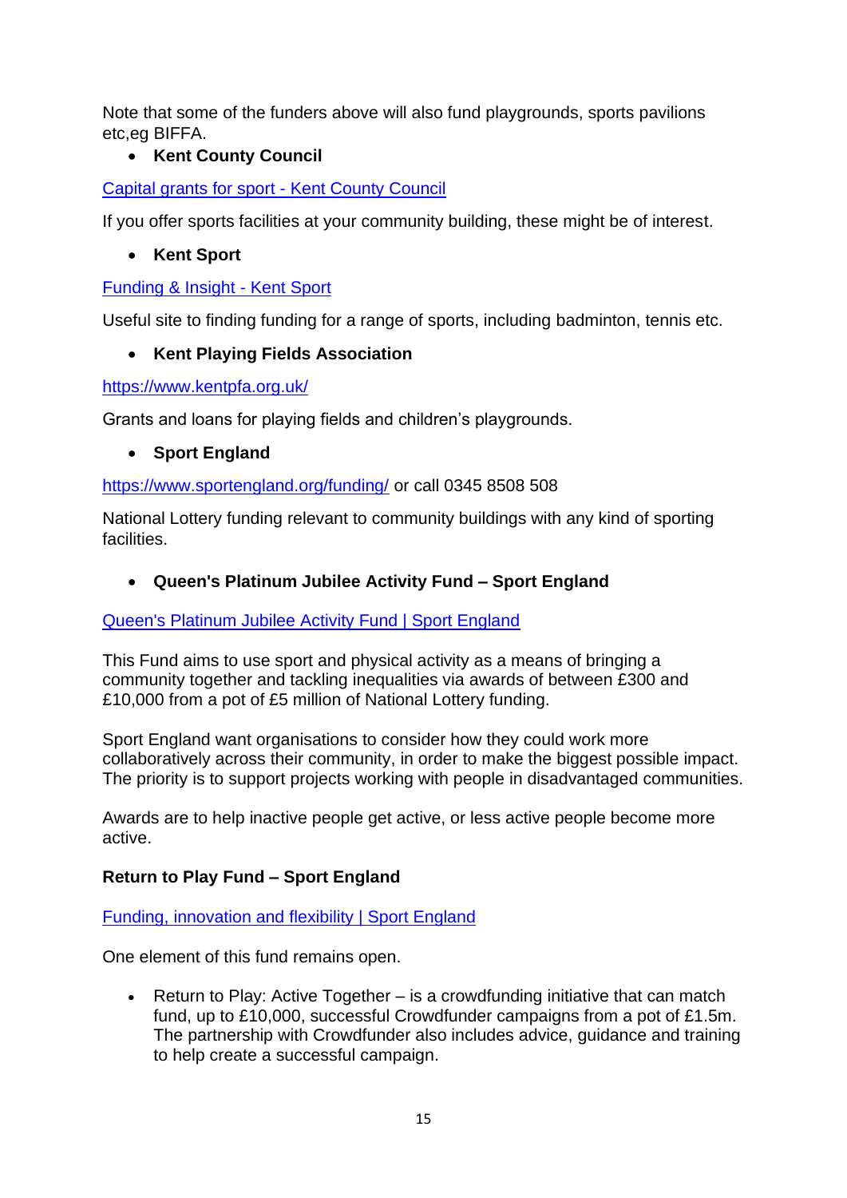Note that some of the funders above will also fund playgrounds, sports pavilions etc,eg BIFFA.

- **Kent County Council**

[Capital grants for sport - Kent County Council]

If you offer sports facilities at your community building, these might be of interest.

- **Kent Sport**

[Funding & Insight - Kent Sport]

Useful site to finding funding for a range of sports, including badminton, tennis etc.

- **Kent Playing Fields Association**

https://www.kentpfa.org.uk/

Grants and loans for playing fields and children's playgrounds.

- **Sport England**

https://www.sportengland.org/funding/ or call 0345 8508 508

National Lottery funding relevant to community buildings with any kind of sporting facilities.

- **Queen's Platinum Jubilee Activity Fund – Sport England**

[Queen's Platinum Jubilee Activity Fund | Sport England]

This Fund aims to use sport and physical activity as a means of bringing a community together and tackling inequalities via awards of between £300 and £10,000 from a pot of £5 million of National Lottery funding.

Sport England want organisations to consider how they could work more collaboratively across their community, in order to make the biggest possible impact. The priority is to support projects working with people in disadvantaged communities.

Awards are to help inactive people get active, or less active people become more active.

**Return to Play Fund – Sport England**

[Funding, innovation and flexibility | Sport England]

One element of this fund remains open.

- Return to Play: Active Together – is a crowdfunding initiative that can match fund, up to £10,000, successful Crowdfunder campaigns from a pot of £1.5m. The partnership with Crowdfunder also includes advice, guidance and training to help create a successful campaign.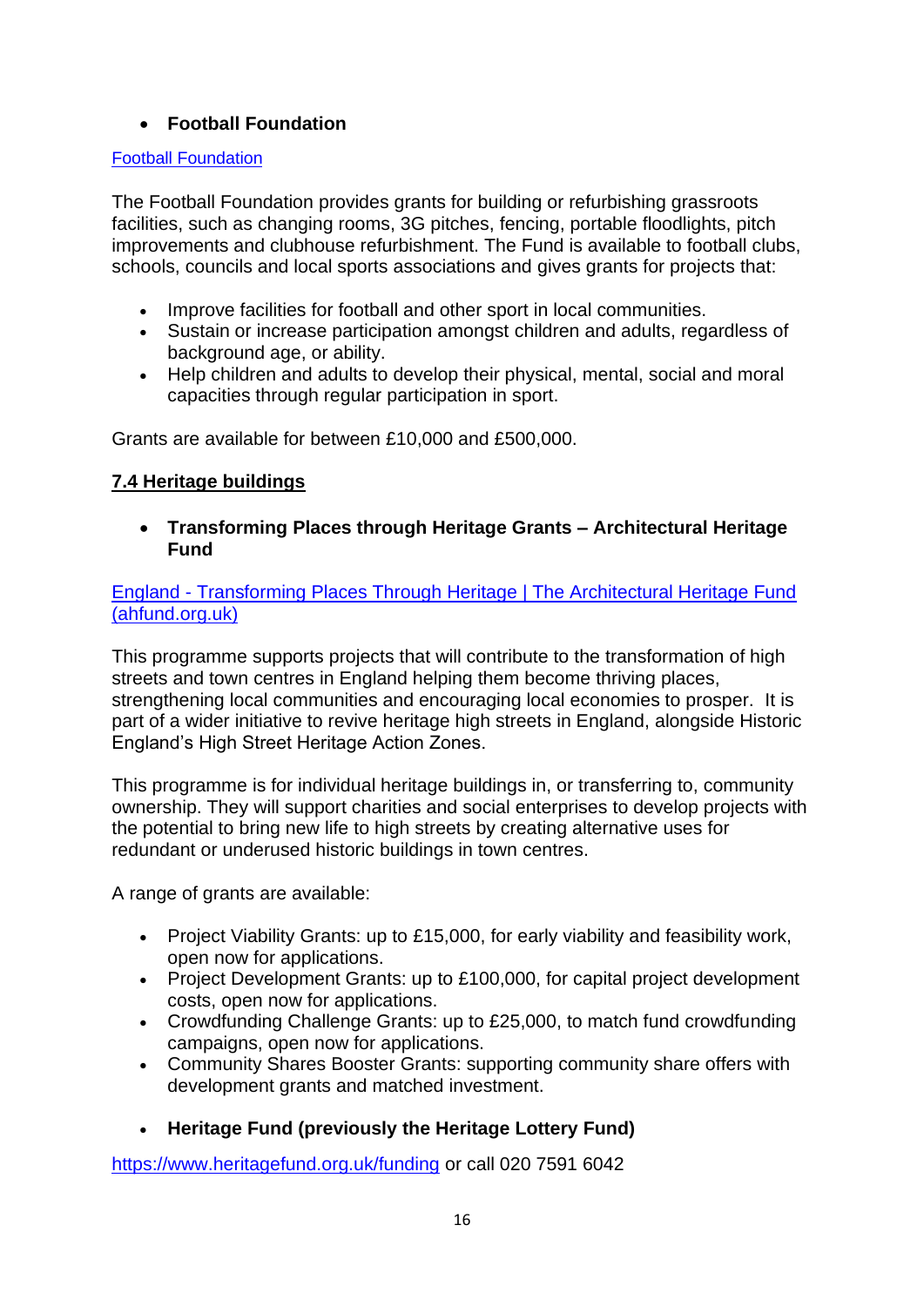- **Football Foundation**

[Football Foundation](Football Foundation)

The Football Foundation provides grants for building or refurbishing grassroots facilities, such as changing rooms, 3G pitches, fencing, portable floodlights, pitch improvements and clubhouse refurbishment. The Fund is available to football clubs, schools, councils and local sports associations and gives grants for projects that:

- Improve facilities for football and other sport in local communities.
- Sustain or increase participation amongst children and adults, regardless of background age, or ability.
- Help children and adults to develop their physical, mental, social and moral capacities through regular participation in sport.

Grants are available for between £10,000 and £500,000.

## 7.4 Heritage buildings

- **Transforming Places through Heritage Grants – Architectural Heritage Fund**

England - Transforming Places Through Heritage | The Architectural Heritage Fund (ahfund.org.uk)

This programme supports projects that will contribute to the transformation of high streets and town centres in England helping them become thriving places, strengthening local communities and encouraging local economies to prosper. It is part of a wider initiative to revive heritage high streets in England, alongside Historic England's High Street Heritage Action Zones.

This programme is for individual heritage buildings in, or transferring to, community ownership. They will support charities and social enterprises to develop projects with the potential to bring new life to high streets by creating alternative uses for redundant or underused historic buildings in town centres.

A range of grants are available:

- Project Viability Grants: up to £15,000, for early viability and feasibility work, open now for applications.
- Project Development Grants: up to £100,000, for capital project development costs, open now for applications.
- Crowdfunding Challenge Grants: up to £25,000, to match fund crowdfunding campaigns, open now for applications.
- Community Shares Booster Grants: supporting community share offers with development grants and matched investment.

- **Heritage Fund (previously the Heritage Lottery Fund)**

https://www.heritagefund.org.uk/funding or call 020 7591 6042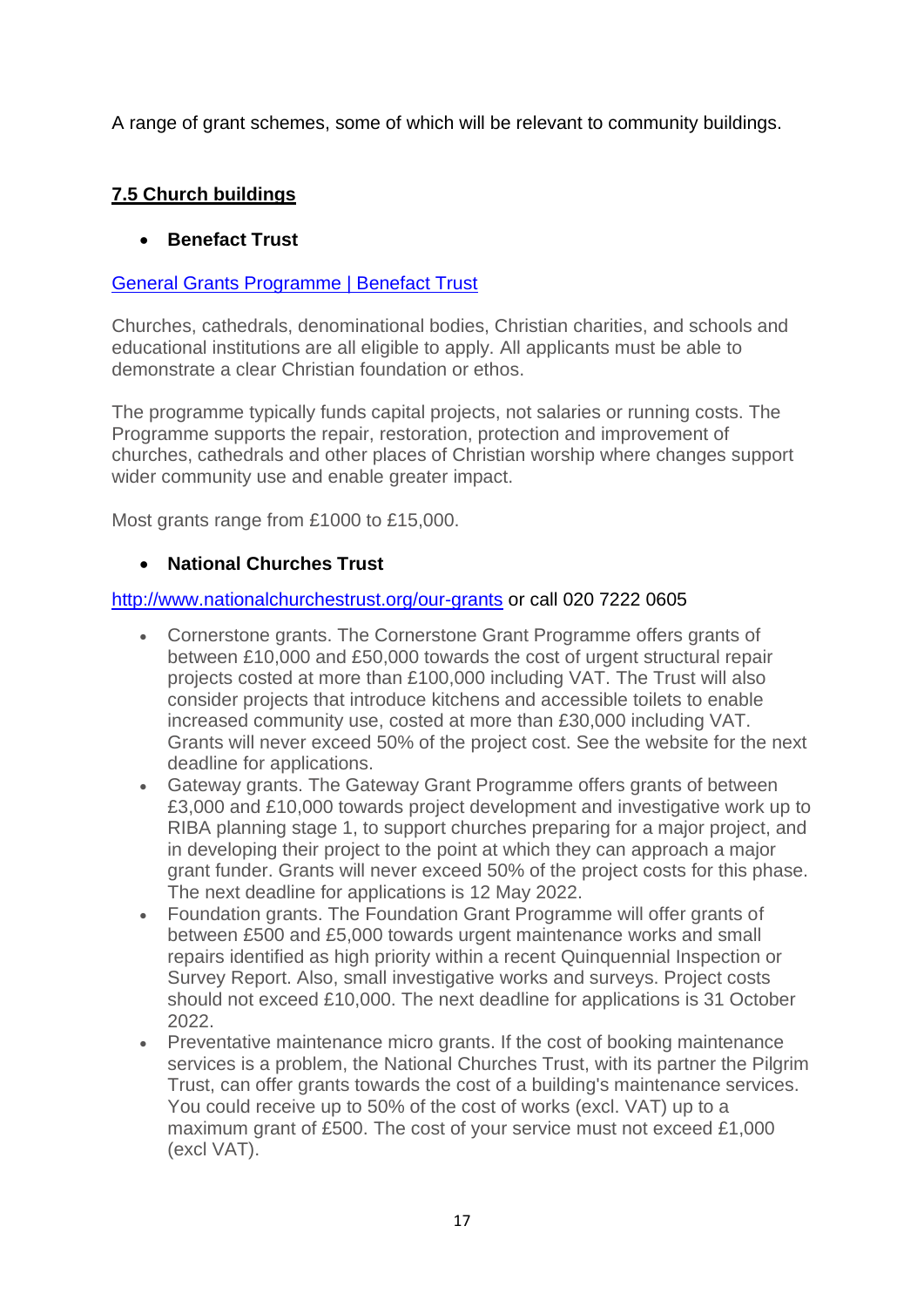A range of grant schemes, some of which will be relevant to community buildings.

## 7.5 Church buildings

- **Benefact Trust**

[General Grants Programme | Benefact Trust]()

Churches, cathedrals, denominational bodies, Christian charities, and schools and educational institutions are all eligible to apply. All applicants must be able to demonstrate a clear Christian foundation or ethos.

The programme typically funds capital projects, not salaries or running costs. The Programme supports the repair, restoration, protection and improvement of churches, cathedrals and other places of Christian worship where changes support wider community use and enable greater impact.

Most grants range from £1000 to £15,000.

- **National Churches Trust**

[http://www.nationalchurchestrust.org/our-grants](http://www.nationalchurchestrust.org/our-grants) or call 020 7222 0605

- Cornerstone grants. The Cornerstone Grant Programme offers grants of between £10,000 and £50,000 towards the cost of urgent structural repair projects costed at more than £100,000 including VAT. The Trust will also consider projects that introduce kitchens and accessible toilets to enable increased community use, costed at more than £30,000 including VAT. Grants will never exceed 50% of the project cost. See the website for the next deadline for applications.
- Gateway grants. The Gateway Grant Programme offers grants of between £3,000 and £10,000 towards project development and investigative work up to RIBA planning stage 1, to support churches preparing for a major project, and in developing their project to the point at which they can approach a major grant funder. Grants will never exceed 50% of the project costs for this phase. The next deadline for applications is 12 May 2022.
- Foundation grants. The Foundation Grant Programme will offer grants of between £500 and £5,000 towards urgent maintenance works and small repairs identified as high priority within a recent Quinquennial Inspection or Survey Report. Also, small investigative works and surveys. Project costs should not exceed £10,000. The next deadline for applications is 31 October 2022.
- Preventative maintenance micro grants. If the cost of booking maintenance services is a problem, the National Churches Trust, with its partner the Pilgrim Trust, can offer grants towards the cost of a building's maintenance services. You could receive up to 50% of the cost of works (excl. VAT) up to a maximum grant of £500. The cost of your service must not exceed £1,000 (excl VAT).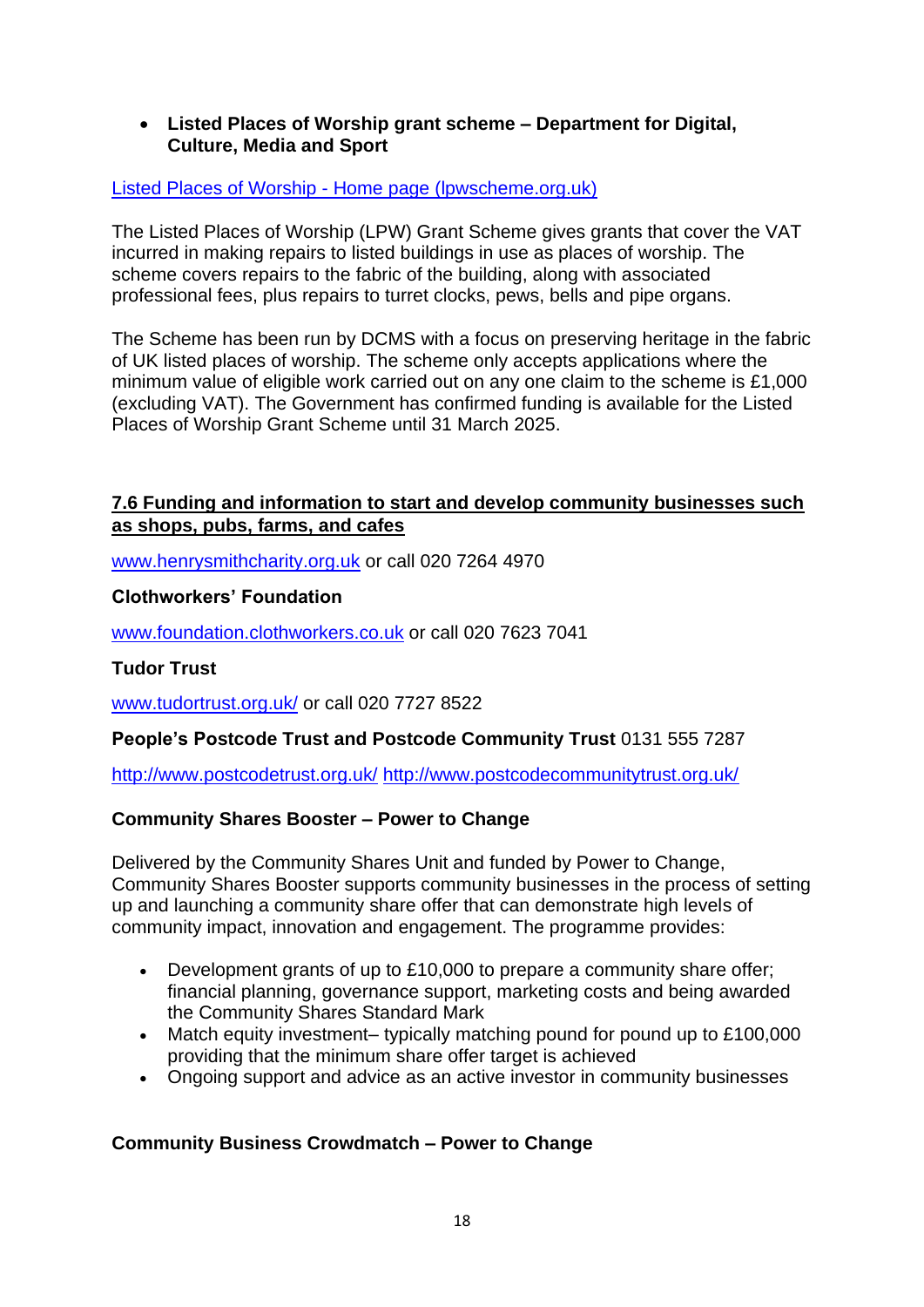- **Listed Places of Worship grant scheme – Department for Digital, Culture, Media and Sport**

[Listed Places of Worship - Home page (lpwscheme.org.uk)](https://lpwscheme.org.uk)

The Listed Places of Worship (LPW) Grant Scheme gives grants that cover the VAT incurred in making repairs to listed buildings in use as places of worship. The scheme covers repairs to the fabric of the building, along with associated professional fees, plus repairs to turret clocks, pews, bells and pipe organs.

The Scheme has been run by DCMS with a focus on preserving heritage in the fabric of UK listed places of worship. The scheme only accepts applications where the minimum value of eligible work carried out on any one claim to the scheme is £1,000 (excluding VAT). The Government has confirmed funding is available for the Listed Places of Worship Grant Scheme until 31 March 2025.

## 7.6 Funding and information to start and develop community businesses such as shops, pubs, farms, and cafes

www.henrysmithcharity.org.uk or call 020 7264 4970

**Clothworkers' Foundation**

www.foundation.clothworkers.co.uk or call 020 7623 7041

**Tudor Trust**

www.tudortrust.org.uk/ or call 020 7727 8522

**People's Postcode Trust and Postcode Community Trust** 0131 555 7287

http://www.postcodetrust.org.uk/ http://www.postcodecommunitytrust.org.uk/

**Community Shares Booster – Power to Change**

Delivered by the Community Shares Unit and funded by Power to Change, Community Shares Booster supports community businesses in the process of setting up and launching a community share offer that can demonstrate high levels of community impact, innovation and engagement. The programme provides:

- Development grants of up to £10,000 to prepare a community share offer; financial planning, governance support, marketing costs and being awarded the Community Shares Standard Mark
- Match equity investment– typically matching pound for pound up to £100,000 providing that the minimum share offer target is achieved
- Ongoing support and advice as an active investor in community businesses

**Community Business Crowdmatch – Power to Change**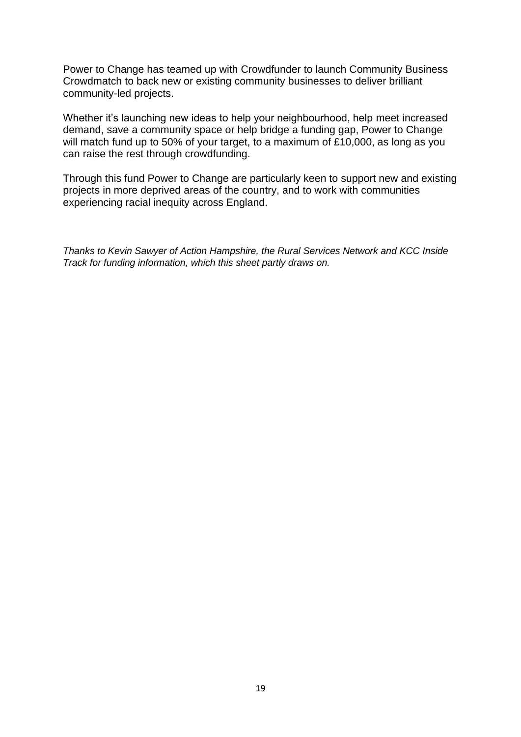Power to Change has teamed up with Crowdfunder to launch Community Business Crowdmatch to back new or existing community businesses to deliver brilliant community-led projects.

Whether it's launching new ideas to help your neighbourhood, help meet increased demand, save a community space or help bridge a funding gap, Power to Change will match fund up to 50% of your target, to a maximum of £10,000, as long as you can raise the rest through crowdfunding.

Through this fund Power to Change are particularly keen to support new and existing projects in more deprived areas of the country, and to work with communities experiencing racial inequity across England.

*Thanks to Kevin Sawyer of Action Hampshire, the Rural Services Network and KCC Inside Track for funding information, which this sheet partly draws on.*